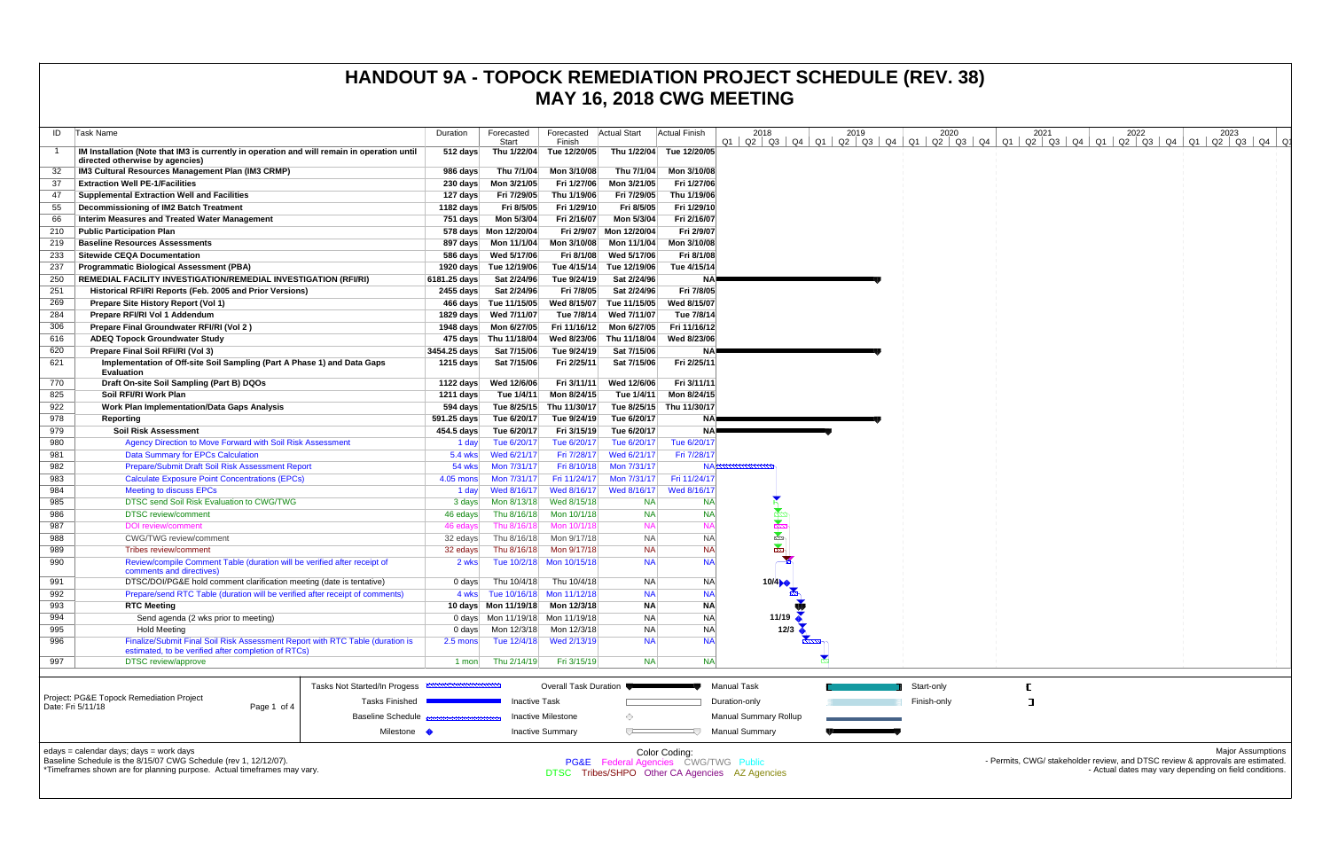# HANDOUT 9A - TOPOCK REMEDIATION PROJECT SCHEDULE (REV. 38)
## MAY 16, 2018 CWG MEETING

| ID | Task Name | Duration | Forecasted Start | Forecasted Finish | Actual Start | Actual Finish |
|---|---|---|---|---|---|---|
| 1 | **IM Installation (Note that IM3 is currently in operation and will remain in operation until directed otherwise by agencies)** | **512 days** | **Thu 1/22/04** | **Tue 12/20/05** | **Thu 1/22/04** | **Tue 12/20/05** |
| 32 | **IM3 Cultural Resources Management Plan (IM3 CRMP)** | **986 days** | **Thu 7/1/04** | **Mon 3/10/08** | **Thu 7/1/04** | **Mon 3/10/08** |
| 37 | **Extraction Well PE-1/Facilities** | **230 days** | **Mon 3/21/05** | **Fri 1/27/06** | **Mon 3/21/05** | **Fri 1/27/06** |
| 47 | **Supplemental Extraction Well and Facilities** | **127 days** | **Fri 7/29/05** | **Thu 1/19/06** | **Fri 7/29/05** | **Thu 1/19/06** |
| 55 | **Decommissioning of IM2 Batch Treatment** | **1182 days** | **Fri 8/5/05** | **Fri 1/29/10** | **Fri 8/5/05** | **Fri 1/29/10** |
| 66 | **Interim Measures and Treated Water Management** | **751 days** | **Mon 5/3/04** | **Fri 2/16/07** | **Mon 5/3/04** | **Fri 2/16/07** |
| 210 | **Public Participation Plan** | **578 days** | **Mon 12/20/04** | **Fri 2/9/07** | **Mon 12/20/04** | **Fri 2/9/07** |
| 219 | **Baseline Resources Assessments** | **897 days** | **Mon 11/1/04** | **Mon 3/10/08** | **Mon 11/1/04** | **Mon 3/10/08** |
| 233 | **Sitewide CEQA Documentation** | **586 days** | **Wed 5/17/06** | **Fri 8/1/08** | **Wed 5/17/06** | **Fri 8/1/08** |
| 237 | **Programmatic Biological Assessment (PBA)** | **1920 days** | **Tue 12/19/06** | **Tue 4/15/14** | **Tue 12/19/06** | **Tue 4/15/14** |
| 250 | **REMEDIAL FACILITY INVESTIGATION/REMEDIAL INVESTIGATION (RFI/RI)** | **6181.25 days** | **Sat 2/24/96** | **Tue 9/24/19** | **Sat 2/24/96** | **NA** |
| 251 | **Historical RFI/RI Reports (Feb. 2005 and Prior Versions)** | **2455 days** | **Sat 2/24/96** | **Fri 7/8/05** | **Sat 2/24/96** | **Fri 7/8/05** |
| 269 | **Prepare Site History Report (Vol 1)** | **466 days** | **Tue 11/15/05** | **Wed 8/15/07** | **Tue 11/15/05** | **Wed 8/15/07** |
| 284 | **Prepare RFI/RI Vol 1 Addendum** | **1829 days** | **Wed 7/11/07** | **Tue 7/8/14** | **Wed 7/11/07** | **Tue 7/8/14** |
| 306 | **Prepare Final Groundwater RFI/RI (Vol 2 )** | **1948 days** | **Mon 6/27/05** | **Fri 11/16/12** | **Mon 6/27/05** | **Fri 11/16/12** |
| 616 | **ADEQ Topock Groundwater Study** | **475 days** | **Thu 11/18/04** | **Wed 8/23/06** | **Thu 11/18/04** | **Wed 8/23/06** |
| 620 | **Prepare Final Soil RFI/RI (Vol 3)** | **3454.25 days** | **Sat 7/15/06** | **Tue 9/24/19** | **Sat 7/15/06** | **NA** |
| 621 | **Implementation of Off-site Soil Sampling (Part A Phase 1) and Data Gaps Evaluation** | **1215 days** | **Sat 7/15/06** | **Fri 2/25/11** | **Sat 7/15/06** | **Fri 2/25/11** |
| 770 | **Draft On-site Soil Sampling (Part B) DQOs** | **1122 days** | **Wed 12/6/06** | **Fri 3/11/11** | **Wed 12/6/06** | **Fri 3/11/11** |
| 825 | **Soil RFI/RI Work Plan** | **1211 days** | **Tue 1/4/11** | **Mon 8/24/15** | **Tue 1/4/11** | **Mon 8/24/15** |
| 922 | **Work Plan Implementation/Data Gaps Analysis** | **594 days** | **Tue 8/25/15** | **Thu 11/30/17** | **Tue 8/25/15** | **Thu 11/30/17** |
| 978 | **Reporting** | **591.25 days** | **Tue 6/20/17** | **Tue 9/24/19** | **Tue 6/20/17** | **NA** |
| 979 | **Soil Risk Assessment** | **454.5 days** | **Tue 6/20/17** | **Fri 3/15/19** | **Tue 6/20/17** | **NA** |
| 980 | Agency Direction to Move Forward with Soil Risk Assessment | 1 day | Tue 6/20/17 | Tue 6/20/17 | Tue 6/20/17 | Tue 6/20/17 |
| 981 | Data Summary for EPCs Calculation | 5.4 wks | Wed 6/21/17 | Fri 7/28/17 | Wed 6/21/17 | Fri 7/28/17 |
| 982 | Prepare/Submit Draft Soil Risk Assessment Report | 54 wks | Mon 7/31/17 | Fri 8/10/18 | Mon 7/31/17 | NA |
| 983 | Calculate Exposure Point Concentrations (EPCs) | 4.05 mons | Mon 7/31/17 | Fri 11/24/17 | Mon 7/31/17 | Fri 11/24/17 |
| 984 | Meeting to discuss EPCs | 1 day | Wed 8/16/17 | Wed 8/16/17 | Wed 8/16/17 | Wed 8/16/17 |
| 985 | DTSC send Soil Risk Evaluation to CWG/TWG | 3 days | Mon 8/13/18 | Wed 8/15/18 | NA | NA |
| 986 | DTSC review/comment | 46 edays | Thu 8/16/18 | Mon 10/1/18 | NA | NA |
| 987 | DOI review/comment | 46 edays | Thu 8/16/18 | Mon 10/1/18 | NA | NA |
| 988 | CWG/TWG review/comment | 32 edays | Thu 8/16/18 | Mon 9/17/18 | NA | NA |
| 989 | Tribes review/comment | 32 edays | Thu 8/16/18 | Mon 9/17/18 | NA | NA |
| 990 | Review/compile Comment Table (duration will be verified after receipt of comments and directives) | 2 wks | Tue 10/2/18 | Mon 10/15/18 | NA | NA |
| 991 | DTSC/DOI/PG&E hold comment clarification meeting (date is tentative) | 0 days | Thu 10/4/18 | Thu 10/4/18 | NA | NA |
| 992 | Prepare/send RTC Table (duration will be verified after receipt of comments) | 4 wks | Tue 10/16/18 | Mon 11/12/18 | NA | NA |
| 993 | **RTC Meeting** | **10 days** | **Mon 11/19/18** | **Mon 12/3/18** | **NA** | **NA** |
| 994 | Send agenda (2 wks prior to meeting) | 0 days | Mon 11/19/18 | Mon 11/19/18 | NA | NA |
| 995 | Hold Meeting | 0 days | Mon 12/3/18 | Mon 12/3/18 | NA | NA |
| 996 | Finalize/Submit Final Soil Risk Assessment Report with RTC Table (duration is estimated, to be verified after completion of RTCs) | 2.5 mons | Tue 12/4/18 | Wed 2/13/19 | NA | NA |
| 997 | DTSC review/approve | 1 mon | Thu 2/14/19 | Fri 3/15/19 | NA | NA |

Project: PG&E Topock Remediation Project
Date: Fri 5/11/18

Legend: Tasks Not Started/In Progess; Tasks Finished; Baseline Schedule; Milestone; Overall Task Duration; Inactive Task; Inactive Milestone; Inactive Summary; Manual Task; Duration-only; Manual Summary Rollup; Manual Summary; Start-only; Finish-only

edays = calendar days; days = work days
Baseline Schedule is the 8/15/07 CWG Schedule (rev 1, 12/12/07).
*Timeframes shown are for planning purpose. Actual timeframes may vary.

Color Coding:
PG&E Federal Agencies CWG/TWG Public
DTSC Tribes/SHPO Other CA Agencies AZ Agencies

Major Assumptions
- Permits, CWG/ stakeholder review, and DTSC review & approvals are estimated.
- Actual dates may vary depending on field conditions.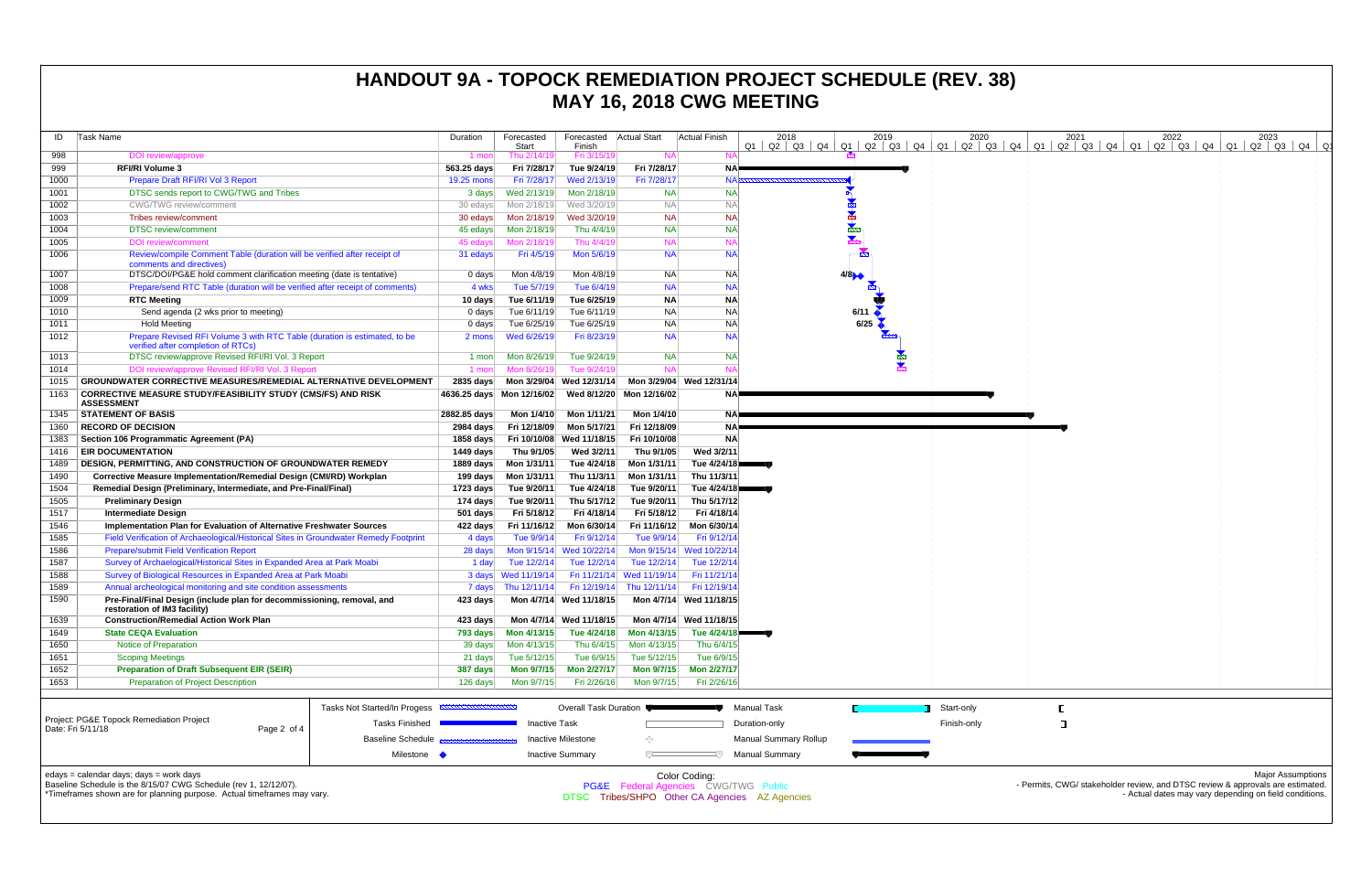# HANDOUT 9A - TOPOCK REMEDIATION PROJECT SCHEDULE (REV. 38)
## MAY 16, 2018 CWG MEETING

| ID | Task Name | Duration | Forecasted Start | Forecasted Finish | Actual Start | Actual Finish |
|---|---|---|---|---|---|---|
| 998 | DOI review/approve | 1 mon | Thu 2/14/19 | Fri 3/15/19 | NA | NA |
| 999 | **RFI/RI Volume 3** | **563.25 days** | **Fri 7/28/17** | **Tue 9/24/19** | **Fri 7/28/17** | **NA** |
| 1000 | Prepare Draft RFI/RI Vol 3 Report | 19.25 mons | Fri 7/28/17 | Wed 2/13/19 | Fri 7/28/17 | NA |
| 1001 | DTSC sends report to CWG/TWG and Tribes | 3 days | Wed 2/13/19 | Mon 2/18/19 | NA | NA |
| 1002 | CWG/TWG review/comment | 30 edays | Mon 2/18/19 | Wed 3/20/19 | NA | NA |
| 1003 | Tribes review/comment | 30 edays | Mon 2/18/19 | Wed 3/20/19 | NA | NA |
| 1004 | DTSC review/comment | 45 edays | Mon 2/18/19 | Thu 4/4/19 | NA | NA |
| 1005 | DOI review/comment | 45 edays | Mon 2/18/19 | Thu 4/4/19 | NA | NA |
| 1006 | Review/compile Comment Table (duration will be verified after receipt of comments and directives) | 31 edays | Fri 4/5/19 | Mon 5/6/19 | NA | NA |
| 1007 | DTSC/DOI/PG&E hold comment clarification meeting (date is tentative) | 0 days | Mon 4/8/19 | Mon 4/8/19 | NA | NA |
| 1008 | Prepare/send RTC Table (duration will be verified after receipt of comments) | 4 wks | Tue 5/7/19 | Tue 6/4/19 | NA | NA |
| 1009 | **RTC Meeting** | **10 days** | **Tue 6/11/19** | **Tue 6/25/19** | **NA** | **NA** |
| 1010 | Send agenda (2 wks prior to meeting) | 0 days | Tue 6/11/19 | Tue 6/11/19 | NA | NA |
| 1011 | Hold Meeting | 0 days | Tue 6/25/19 | Tue 6/25/19 | NA | NA |
| 1012 | Prepare Revised RFI Volume 3 with RTC Table (duration is estimated, to be verified after completion of RTCs) | 2 mons | Wed 6/26/19 | Fri 8/23/19 | NA | NA |
| 1013 | DTSC review/approve Revised RFI/RI Vol. 3 Report | 1 mon | Mon 8/26/19 | Tue 9/24/19 | NA | NA |
| 1014 | DOI review/approve Revised RFI/RI Vol. 3 Report | 1 mon | Mon 8/26/19 | Tue 9/24/19 | NA | NA |
| 1015 | **GROUNDWATER CORRECTIVE MEASURES/REMEDIAL ALTERNATIVE DEVELOPMENT** | **2835 days** | **Mon 3/29/04** | **Wed 12/31/14** | **Mon 3/29/04** | **Wed 12/31/14** |
| 1163 | **CORRECTIVE MEASURE STUDY/FEASIBILITY STUDY (CMS/FS) AND RISK ASSESSMENT** | **4636.25 days** | **Mon 12/16/02** | **Wed 8/12/20** | **Mon 12/16/02** | **NA** |
| 1345 | **STATEMENT OF BASIS** | **2882.85 days** | **Mon 1/4/10** | **Mon 1/11/21** | **Mon 1/4/10** | **NA** |
| 1360 | **RECORD OF DECISION** | **2984 days** | **Fri 12/18/09** | **Mon 5/17/21** | **Fri 12/18/09** | **NA** |
| 1383 | **Section 106 Programmatic Agreement (PA)** | **1858 days** | **Fri 10/10/08** | **Wed 11/18/15** | **Fri 10/10/08** | **NA** |
| 1416 | **EIR DOCUMENTATION** | **1449 days** | **Thu 9/1/05** | **Wed 3/2/11** | **Thu 9/1/05** | **Wed 3/2/11** |
| 1489 | **DESIGN, PERMITTING, AND CONSTRUCTION OF GROUNDWATER REMEDY** | **1889 days** | **Mon 1/31/11** | **Tue 4/24/18** | **Mon 1/31/11** | **Tue 4/24/18** |
| 1490 | **Corrective Measure Implementation/Remedial Design (CMI/RD) Workplan** | **199 days** | **Mon 1/31/11** | **Thu 11/3/11** | **Mon 1/31/11** | **Thu 11/3/11** |
| 1504 | **Remedial Design (Preliminary, Intermediate, and Pre-Final/Final)** | **1723 days** | **Tue 9/20/11** | **Tue 4/24/18** | **Tue 9/20/11** | **Tue 4/24/18** |
| 1505 | **Preliminary Design** | **174 days** | **Tue 9/20/11** | **Thu 5/17/12** | **Tue 9/20/11** | **Thu 5/17/12** |
| 1517 | **Intermediate Design** | **501 days** | **Fri 5/18/12** | **Fri 4/18/14** | **Fri 5/18/12** | **Fri 4/18/14** |
| 1546 | **Implementation Plan for Evaluation of Alternative Freshwater Sources** | **422 days** | **Fri 11/16/12** | **Mon 6/30/14** | **Fri 11/16/12** | **Mon 6/30/14** |
| 1585 | Field Verification of Archaeological/Historical Sites in Groundwater Remedy Footprint | 4 days | Tue 9/9/14 | Fri 9/12/14 | Tue 9/9/14 | Fri 9/12/14 |
| 1586 | Prepare/submit Field Verification Report | 28 days | Mon 9/15/14 | Wed 10/22/14 | Mon 9/15/14 | Wed 10/22/14 |
| 1587 | Survey of Archaeological/Historical Sites in Expanded Area at Park Moabi | 1 day | Tue 12/2/14 | Tue 12/2/14 | Tue 12/2/14 | Tue 12/2/14 |
| 1588 | Survey of Biological Resources in Expanded Area at Park Moabi | 3 days | Wed 11/19/14 | Fri 11/21/14 | Wed 11/19/14 | Fri 11/21/14 |
| 1589 | Annual archeological monitoring and site condition assessments | 7 days | Thu 12/11/14 | Fri 12/19/14 | Thu 12/11/14 | Fri 12/19/14 |
| 1590 | **Pre-Final/Final Design (include plan for decommissioning, removal, and restoration of IM3 facility)** | **423 days** | **Mon 4/7/14** | **Wed 11/18/15** | **Mon 4/7/14** | **Wed 11/18/15** |
| 1639 | **Construction/Remedial Action Work Plan** | **423 days** | **Mon 4/7/14** | **Wed 11/18/15** | **Mon 4/7/14** | **Wed 11/18/15** |
| 1649 | **State CEQA Evaluation** | **793 days** | **Mon 4/13/15** | **Tue 4/24/18** | **Mon 4/13/15** | **Tue 4/24/18** |
| 1650 | Notice of Preparation | 39 days | Mon 4/13/15 | Thu 6/4/15 | Mon 4/13/15 | Thu 6/4/15 |
| 1651 | Scoping Meetings | 21 days | Tue 5/12/15 | Tue 6/9/15 | Tue 5/12/15 | Tue 6/9/15 |
| 1652 | **Preparation of Draft Subsequent EIR (SEIR)** | **387 days** | **Mon 9/7/15** | **Mon 2/27/17** | **Mon 9/7/15** | **Mon 2/27/17** |
| 1653 | Preparation of Project Description | 126 days | Mon 9/7/15 | Fri 2/26/16 | Mon 9/7/15 | Fri 2/26/16 |

Project: PG&E Topock Remediation Project
Date: Fri 5/11/18

Legend: Tasks Not Started/In Progess; Tasks Finished; Baseline Schedule; Milestone; Overall Task Duration; Inactive Task; Inactive Milestone; Inactive Summary; Manual Task; Duration-only; Manual Summary Rollup; Manual Summary; Start-only; Finish-only

edays = calendar days; days = work days
Baseline Schedule is the 8/15/07 CWG Schedule (rev 1, 12/12/07).
*Timeframes shown are for planning purpose. Actual timeframes may vary.

Color Coding:
PG&E Federal Agencies CWG/TWG Public
DTSC Tribes/SHPO Other CA Agencies AZ Agencies

Major Assumptions
- Permits, CWG/ stakeholder review, and DTSC review & approvals are estimated.
- Actual dates may vary depending on field conditions.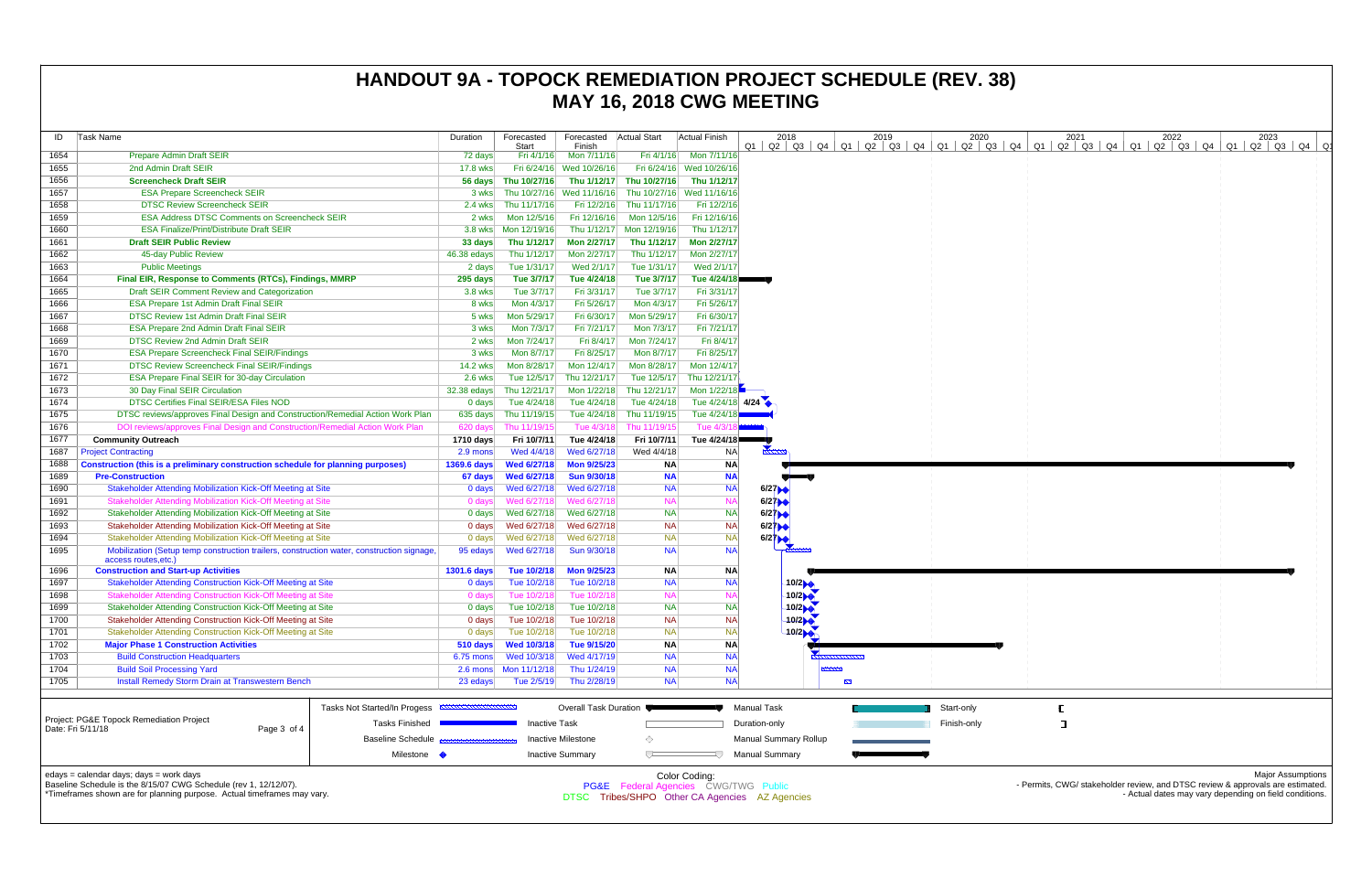# HANDOUT 9A - TOPOCK REMEDIATION PROJECT SCHEDULE (REV. 38)

## MAY 16, 2018 CWG MEETING

| ID | Task Name | Duration | Forecasted Start | Forecasted Finish | Actual Start | Actual Finish |
|---|---|---|---|---|---|---|
| 1654 | Prepare Admin Draft SEIR | 72 days | Fri 4/1/16 | Mon 7/11/16 | Fri 4/1/16 | Mon 7/11/16 |
| 1655 | 2nd Admin Draft SEIR | 17.8 wks | Fri 6/24/16 | Wed 10/26/16 | Fri 6/24/16 | Wed 10/26/16 |
| 1656 | **Screencheck Draft SEIR** | **56 days** | **Thu 10/27/16** | **Thu 1/12/17** | **Thu 10/27/16** | **Thu 1/12/17** |
| 1657 | ESA Prepare Screencheck SEIR | 3 wks | Thu 10/27/16 | Wed 11/16/16 | Thu 10/27/16 | Wed 11/16/16 |
| 1658 | DTSC Review Screencheck SEIR | 2.4 wks | Thu 11/17/16 | Fri 12/2/16 | Thu 11/17/16 | Fri 12/2/16 |
| 1659 | ESA Address DTSC Comments on Screencheck SEIR | 2 wks | Mon 12/5/16 | Fri 12/16/16 | Mon 12/5/16 | Fri 12/16/16 |
| 1660 | ESA Finalize/Print/Distribute Draft SEIR | 3.8 wks | Mon 12/19/16 | Thu 1/12/17 | Mon 12/19/16 | Thu 1/12/17 |
| 1661 | **Draft SEIR Public Review** | **33 days** | **Thu 1/12/17** | **Mon 2/27/17** | **Thu 1/12/17** | **Mon 2/27/17** |
| 1662 | 45-day Public Review | 46.38 edays | Thu 1/12/17 | Mon 2/27/17 | Thu 1/12/17 | Mon 2/27/17 |
| 1663 | Public Meetings | 2 days | Tue 1/31/17 | Wed 2/1/17 | Tue 1/31/17 | Wed 2/1/17 |
| 1664 | **Final EIR, Response to Comments (RTCs), Findings, MMRP** | **295 days** | **Tue 3/7/17** | **Tue 4/24/18** | **Tue 3/7/17** | **Tue 4/24/18** |
| 1665 | Draft SEIR Comment Review and Categorization | 3.8 wks | Tue 3/7/17 | Fri 3/31/17 | Tue 3/7/17 | Fri 3/31/17 |
| 1666 | ESA Prepare 1st Admin Draft Final SEIR | 8 wks | Mon 4/3/17 | Fri 5/26/17 | Mon 4/3/17 | Fri 5/26/17 |
| 1667 | DTSC Review 1st Admin Draft Final SEIR | 5 wks | Mon 5/29/17 | Fri 6/30/17 | Mon 5/29/17 | Fri 6/30/17 |
| 1668 | ESA Prepare 2nd Admin Draft Final SEIR | 3 wks | Mon 7/3/17 | Fri 7/21/17 | Mon 7/3/17 | Fri 7/21/17 |
| 1669 | DTSC Review 2nd Admin Draft SEIR | 2 wks | Mon 7/24/17 | Fri 8/4/17 | Mon 7/24/17 | Fri 8/4/17 |
| 1670 | ESA Prepare Screencheck Final SEIR/Findings | 3 wks | Mon 8/7/17 | Fri 8/25/17 | Mon 8/7/17 | Fri 8/25/17 |
| 1671 | DTSC Review Screencheck Final SEIR/Findings | 14.2 wks | Mon 8/28/17 | Mon 12/4/17 | Mon 8/28/17 | Mon 12/4/17 |
| 1672 | ESA Prepare Final SEIR for 30-day Circulation | 2.6 wks | Tue 12/5/17 | Thu 12/21/17 | Tue 12/5/17 | Thu 12/21/17 |
| 1673 | 30 Day Final SEIR Circulation | 32.38 edays | Thu 12/21/17 | Mon 1/22/18 | Thu 12/21/17 | Mon 1/22/18 |
| 1674 | DTSC Certifies Final SEIR/ESA Files NOD | 0 days | Tue 4/24/18 | Tue 4/24/18 | Tue 4/24/18 | Tue 4/24/18 |
| 1675 | DTSC reviews/approves Final Design and Construction/Remedial Action Work Plan | 635 days | Thu 11/19/15 | Tue 4/24/18 | Thu 11/19/15 | Tue 4/24/18 |
| 1676 | DOI reviews/approves Final Design and Construction/Remedial Action Work Plan | 620 days | Thu 11/19/15 | Tue 4/3/18 | Thu 11/19/15 | Tue 4/3/18 |
| 1677 | **Community Outreach** | **1710 days** | **Fri 10/7/11** | **Tue 4/24/18** | **Fri 10/7/11** | **Tue 4/24/18** |
| 1687 | Project Contracting | 2.9 mons | Wed 4/4/18 | Wed 6/27/18 | Wed 4/4/18 | NA |
| 1688 | **Construction (this is a preliminary construction schedule for planning purposes)** | **1369.6 days** | **Wed 6/27/18** | **Mon 9/25/23** | **NA** | **NA** |
| 1689 | **Pre-Construction** | **67 days** | **Wed 6/27/18** | **Sun 9/30/18** | **NA** | **NA** |
| 1690 | Stakeholder Attending Mobilization Kick-Off Meeting at Site | 0 days | Wed 6/27/18 | Wed 6/27/18 | NA | NA |
| 1691 | Stakeholder Attending Mobilization Kick-Off Meeting at Site | 0 days | Wed 6/27/18 | Wed 6/27/18 | NA | NA |
| 1692 | Stakeholder Attending Mobilization Kick-Off Meeting at Site | 0 days | Wed 6/27/18 | Wed 6/27/18 | NA | NA |
| 1693 | Stakeholder Attending Mobilization Kick-Off Meeting at Site | 0 days | Wed 6/27/18 | Wed 6/27/18 | NA | NA |
| 1694 | Stakeholder Attending Mobilization Kick-Off Meeting at Site | 0 days | Wed 6/27/18 | Wed 6/27/18 | NA | NA |
| 1695 | Mobilization (Setup temp construction trailers, construction water, construction signage, access routes,etc.) | 95 edays | Wed 6/27/18 | Sun 9/30/18 | NA | NA |
| 1696 | **Construction and Start-up Activities** | **1301.6 days** | **Tue 10/2/18** | **Mon 9/25/23** | **NA** | **NA** |
| 1697 | Stakeholder Attending Construction Kick-Off Meeting at Site | 0 days | Tue 10/2/18 | Tue 10/2/18 | NA | NA |
| 1698 | Stakeholder Attending Construction Kick-Off Meeting at Site | 0 days | Tue 10/2/18 | Tue 10/2/18 | NA | NA |
| 1699 | Stakeholder Attending Construction Kick-Off Meeting at Site | 0 days | Tue 10/2/18 | Tue 10/2/18 | NA | NA |
| 1700 | Stakeholder Attending Construction Kick-Off Meeting at Site | 0 days | Tue 10/2/18 | Tue 10/2/18 | NA | NA |
| 1701 | Stakeholder Attending Construction Kick-Off Meeting at Site | 0 days | Tue 10/2/18 | Tue 10/2/18 | NA | NA |
| 1702 | **Major Phase 1 Construction Activities** | **510 days** | **Wed 10/3/18** | **Tue 9/15/20** | **NA** | **NA** |
| 1703 | Build Construction Headquarters | 6.75 mons | Wed 10/3/18 | Wed 4/17/19 | NA | NA |
| 1704 | Build Soil Processing Yard | 2.6 mons | Mon 11/12/18 | Thu 1/24/19 | NA | NA |
| 1705 | Install Remedy Storm Drain at Transwestern Bench | 23 edays | Tue 2/5/19 | Thu 2/28/19 | NA | NA |

Project: PG&E Topock Remediation Project
Date: Fri 5/11/18

Legend: Tasks Not Started/In Progess; Tasks Finished; Baseline Schedule; Milestone; Overall Task Duration; Inactive Task; Inactive Milestone; Inactive Summary; Manual Task; Duration-only; Manual Summary Rollup; Manual Summary; Start-only; Finish-only

edays = calendar days; days = work days
Baseline Schedule is the 8/15/07 CWG Schedule (rev 1, 12/12/07).
*Timeframes shown are for planning purpose. Actual timeframes may vary.

Color Coding:
PG&E Federal Agencies CWG/TWG Public
DTSC Tribes/SHPO Other CA Agencies AZ Agencies

Major Assumptions
- Permits, CWG/ stakeholder review, and DTSC review & approvals are estimated.
- Actual dates may vary depending on field conditions.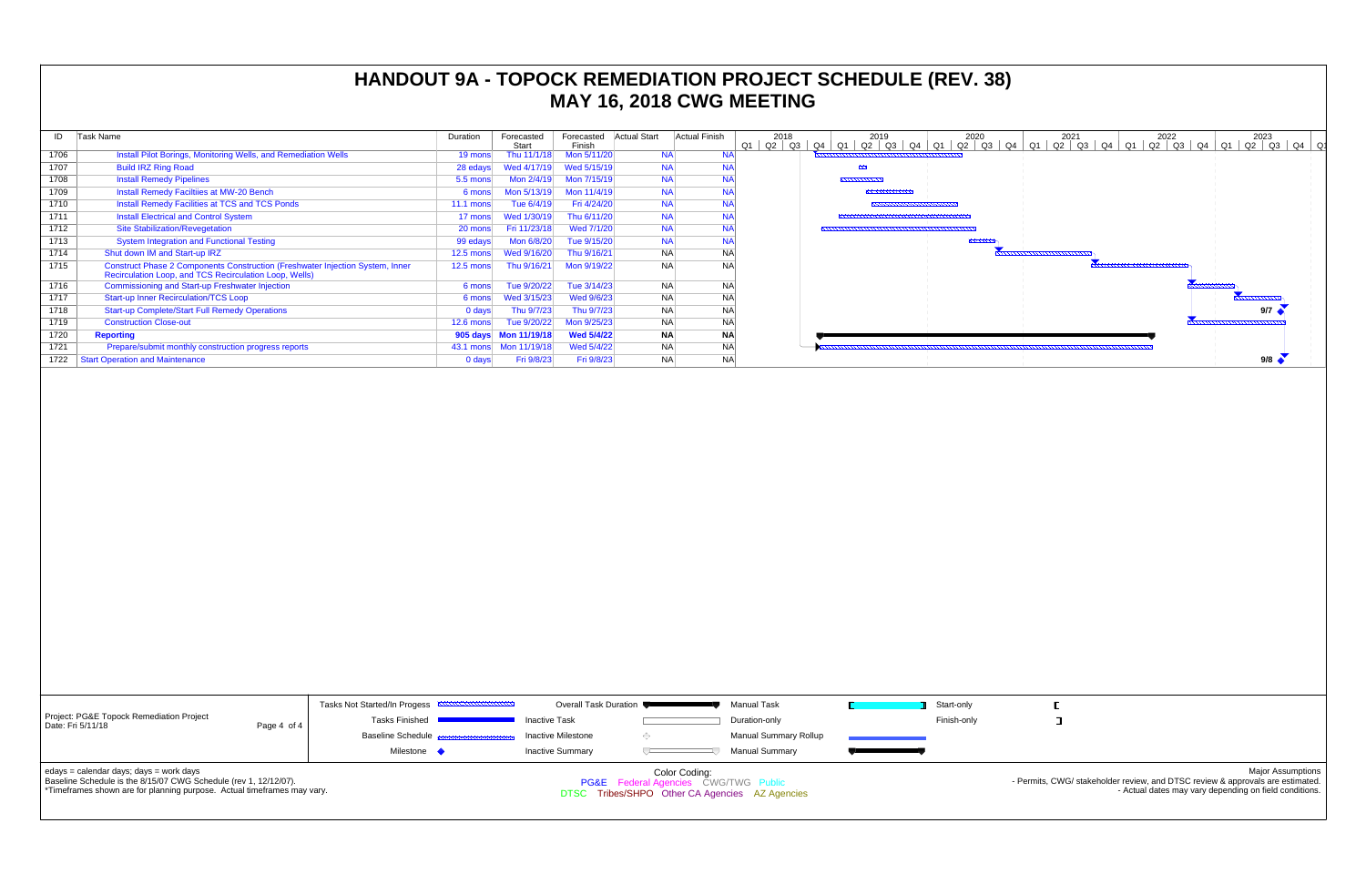# HANDOUT 9A - TOPOCK REMEDIATION PROJECT SCHEDULE (REV. 38)

## MAY 16, 2018 CWG MEETING

| ID | Task Name | Duration | Forecasted Start | Forecasted Finish | Actual Start | Actual Finish |
|---|---|---|---|---|---|---|
| 1706 | Install Pilot Borings, Monitoring Wells, and Remediation Wells | 19 mons | Thu 11/1/18 | Mon 5/11/20 | NA | NA |
| 1707 | Build IRZ Ring Road | 28 edays | Wed 4/17/19 | Wed 5/15/19 | NA | NA |
| 1708 | Install Remedy Pipelines | 5.5 mons | Mon 2/4/19 | Mon 7/15/19 | NA | NA |
| 1709 | Install Remedy Facilities at MW-20 Bench | 6 mons | Mon 5/13/19 | Mon 11/4/19 | NA | NA |
| 1710 | Install Remedy Facilities at TCS and TCS Ponds | 11.1 mons | Tue 6/4/19 | Fri 4/24/20 | NA | NA |
| 1711 | Install Electrical and Control System | 17 mons | Wed 1/30/19 | Thu 6/11/20 | NA | NA |
| 1712 | Site Stabilization/Revegetation | 20 mons | Fri 11/23/18 | Wed 7/1/20 | NA | NA |
| 1713 | System Integration and Functional Testing | 99 edays | Mon 6/8/20 | Tue 9/15/20 | NA | NA |
| 1714 | Shut down IM and Start-up IRZ | 12.5 mons | Wed 9/16/20 | Thu 9/16/21 | NA | NA |
| 1715 | Construct Phase 2 Components Construction (Freshwater Injection System, Inner Recirculation Loop, and TCS Recirculation Loop, Wells) | 12.5 mons | Thu 9/16/21 | Mon 9/19/22 | NA | NA |
| 1716 | Commissioning and Start-up Freshwater Injection | 6 mons | Tue 9/20/22 | Tue 3/14/23 | NA | NA |
| 1717 | Start-up Inner Recirculation/TCS Loop | 6 mons | Wed 3/15/23 | Wed 9/6/23 | NA | NA |
| 1718 | Start-up Complete/Start Full Remedy Operations | 0 days | Thu 9/7/23 | Thu 9/7/23 | NA | NA |
| 1719 | Construction Close-out | 12.6 mons | Tue 9/20/22 | Mon 9/25/23 | NA | NA |
| 1720 | **Reporting** | **905 days** | **Mon 11/19/18** | **Wed 5/4/22** | **NA** | **NA** |
| 1721 | Prepare/submit monthly construction progress reports | 43.1 mons | Mon 11/19/18 | Wed 5/4/22 | NA | NA |
| 1722 | Start Operation and Maintenance | 0 days | Fri 9/8/23 | Fri 9/8/23 | NA | NA |

2018 Q1 Q2 Q3 Q4 | 2019 Q1 Q2 Q3 Q4 | 2020 Q1 Q2 Q3 Q4 | 2021 Q1 Q2 Q3 Q4 | 2022 Q1 Q2 Q3 Q4 | 2023 Q1 Q2 Q3 Q4

9/7

9/8

Project: PG&E Topock Remediation Project
Date: Fri 5/11/18

Legend: Tasks Not Started/In Progess; Tasks Finished; Baseline Schedule; Milestone; Overall Task Duration; Inactive Task; Inactive Milestone; Inactive Summary; Manual Task; Duration-only; Manual Summary Rollup; Manual Summary; Start-only; Finish-only

edays = calendar days; days = work days
Baseline Schedule is the 8/15/07 CWG Schedule (rev 1, 12/12/07).
*Timeframes shown are for planning purpose. Actual timeframes may vary.

Color Coding:
PG&E Federal Agencies CWG/TWG Public
DTSC Tribes/SHPO Other CA Agencies AZ Agencies

Major Assumptions
- Permits, CWG/ stakeholder review, and DTSC review & approvals are estimated.
- Actual dates may vary depending on field conditions.